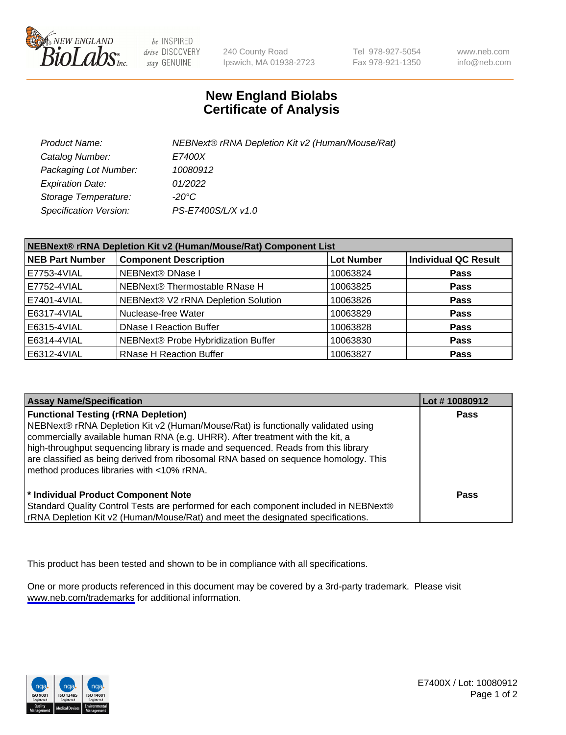be INSPIRED
drive DISCOVERY
stay GENUINE

240 County Road
Ipswich, MA 01938-2723

Tel 978-927-5054
Fax 978-921-1350

www.neb.com
info@neb.com

# New England Biolabs
# Certificate of Analysis

| | |
|---|---|
| *Product Name:* | *NEBNext® rRNA Depletion Kit v2 (Human/Mouse/Rat)* |
| *Catalog Number:* | *E7400X* |
| *Packaging Lot Number:* | *10080912* |
| *Expiration Date:* | *01/2022* |
| *Storage Temperature:* | *-20°C* |
| *Specification Version:* | *PS-E7400S/L/X v1.0* |

| NEBNext® rRNA Depletion Kit v2 (Human/Mouse/Rat) Component List | | | |
|---|---|---|---|
| **NEB Part Number** | **Component Description** | **Lot Number** | **Individual QC Result** |
| E7753-4VIAL | NEBNext® DNase I | 10063824 | **Pass** |
| E7752-4VIAL | NEBNext® Thermostable RNase H | 10063825 | **Pass** |
| E7401-4VIAL | NEBNext® V2 rRNA Depletion Solution | 10063826 | **Pass** |
| E6317-4VIAL | Nuclease-free Water | 10063829 | **Pass** |
| E6315-4VIAL | DNase I Reaction Buffer | 10063828 | **Pass** |
| E6314-4VIAL | NEBNext® Probe Hybridization Buffer | 10063830 | **Pass** |
| E6312-4VIAL | RNase H Reaction Buffer | 10063827 | **Pass** |

| Assay Name/Specification | Lot # 10080912 |
|---|---|
| **Functional Testing (rRNA Depletion)** NEBNext® rRNA Depletion Kit v2 (Human/Mouse/Rat) is functionally validated using commercially available human RNA (e.g. UHRR). After treatment with the kit, a high-throughput sequencing library is made and sequenced. Reads from this library are classified as being derived from ribosomal RNA based on sequence homology. This method produces libraries with <10% rRNA. | **Pass** |
| **\* Individual Product Component Note** Standard Quality Control Tests are performed for each component included in NEBNext® rRNA Depletion Kit v2 (Human/Mouse/Rat) and meet the designated specifications. | **Pass** |

This product has been tested and shown to be in compliance with all specifications.

One or more products referenced in this document may be covered by a 3rd-party trademark. Please visit www.neb.com/trademarks for additional information.

E7400X / Lot: 10080912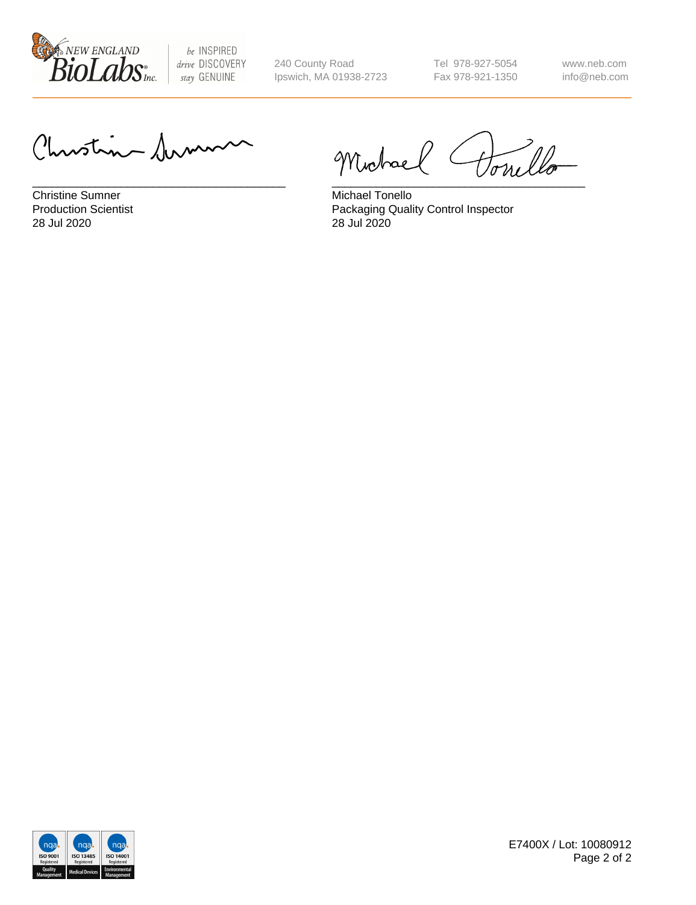be INSPIRED
drive DISCOVERY
stay GENUINE

240 County Road
Ipswich, MA 01938-2723

Tel 978-927-5054
Fax 978-921-1350

www.neb.com
info@neb.com

| | |
|---|---|
| Christine Sumner | Michael Tonello |
| Production Scientist | Packaging Quality Control Inspector |
| 28 Jul 2020 | 28 Jul 2020 |

E7400X / Lot: 10080912